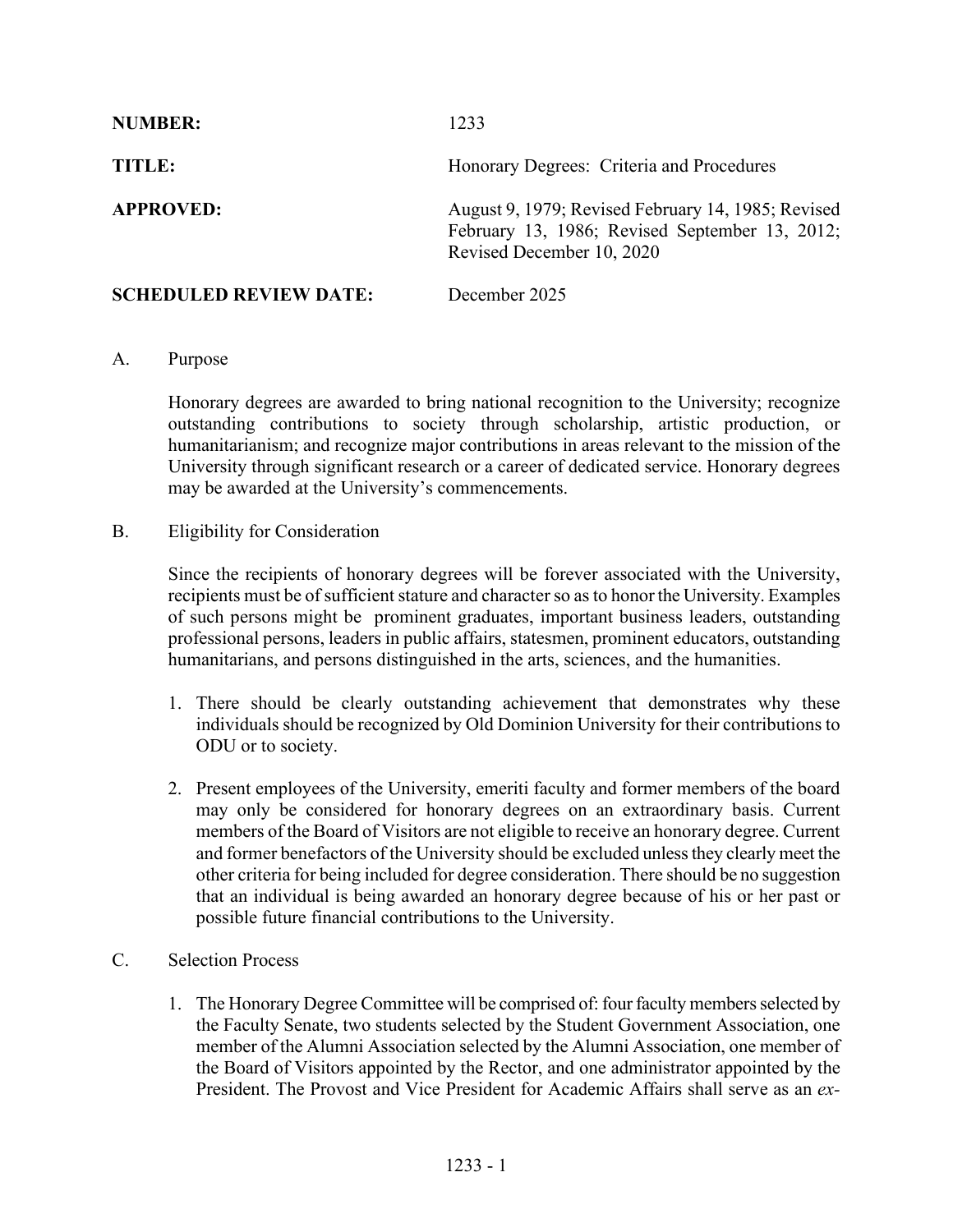| | |
|---|---|
| **NUMBER:** | 1233 |
| **TITLE:** | Honorary Degrees: Criteria and Procedures |
| **APPROVED:** | August 9, 1979; Revised February 14, 1985; Revised February 13, 1986; Revised September 13, 2012; Revised December 10, 2020 |
| **SCHEDULED REVIEW DATE:** | December 2025 |

A. Purpose

Honorary degrees are awarded to bring national recognition to the University; recognize outstanding contributions to society through scholarship, artistic production, or humanitarianism; and recognize major contributions in areas relevant to the mission of the University through significant research or a career of dedicated service. Honorary degrees may be awarded at the University's commencements.

B. Eligibility for Consideration

Since the recipients of honorary degrees will be forever associated with the University, recipients must be of sufficient stature and character so as to honor the University. Examples of such persons might be prominent graduates, important business leaders, outstanding professional persons, leaders in public affairs, statesmen, prominent educators, outstanding humanitarians, and persons distinguished in the arts, sciences, and the humanities.

1. There should be clearly outstanding achievement that demonstrates why these individuals should be recognized by Old Dominion University for their contributions to ODU or to society.
2. Present employees of the University, emeriti faculty and former members of the board may only be considered for honorary degrees on an extraordinary basis. Current members of the Board of Visitors are not eligible to receive an honorary degree. Current and former benefactors of the University should be excluded unless they clearly meet the other criteria for being included for degree consideration. There should be no suggestion that an individual is being awarded an honorary degree because of his or her past or possible future financial contributions to the University.

C. Selection Process

1. The Honorary Degree Committee will be comprised of: four faculty members selected by the Faculty Senate, two students selected by the Student Government Association, one member of the Alumni Association selected by the Alumni Association, one member of the Board of Visitors appointed by the Rector, and one administrator appointed by the President. The Provost and Vice President for Academic Affairs shall serve as an *ex-*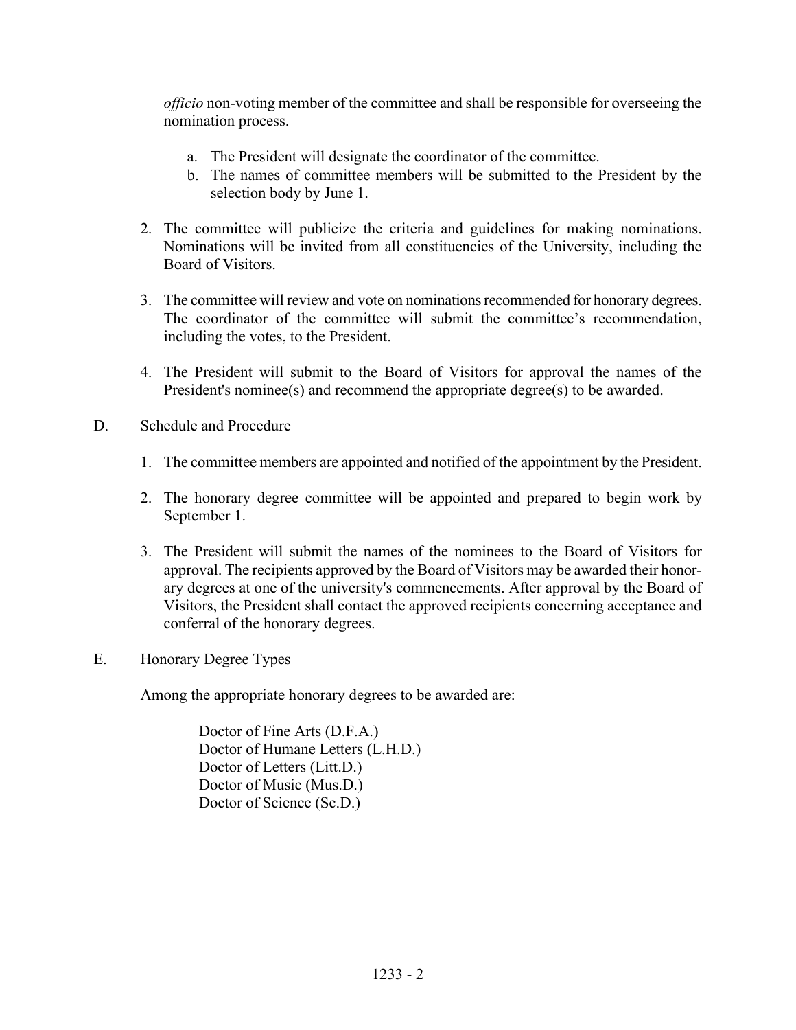*officio* non-voting member of the committee and shall be responsible for overseeing the nomination process.

   a. The President will designate the coordinator of the committee.
   b. The names of committee members will be submitted to the President by the selection body by June 1.

2. The committee will publicize the criteria and guidelines for making nominations. Nominations will be invited from all constituencies of the University, including the Board of Visitors.

3. The committee will review and vote on nominations recommended for honorary degrees. The coordinator of the committee will submit the committee's recommendation, including the votes, to the President.

4. The President will submit to the Board of Visitors for approval the names of the President's nominee(s) and recommend the appropriate degree(s) to be awarded.

D. Schedule and Procedure

1. The committee members are appointed and notified of the appointment by the President.

2. The honorary degree committee will be appointed and prepared to begin work by September 1.

3. The President will submit the names of the nominees to the Board of Visitors for approval. The recipients approved by the Board of Visitors may be awarded their honorary degrees at one of the university's commencements. After approval by the Board of Visitors, the President shall contact the approved recipients concerning acceptance and conferral of the honorary degrees.

E. Honorary Degree Types

Among the appropriate honorary degrees to be awarded are:

Doctor of Fine Arts (D.F.A.)
Doctor of Humane Letters (L.H.D.)
Doctor of Letters (Litt.D.)
Doctor of Music (Mus.D.)
Doctor of Science (Sc.D.)